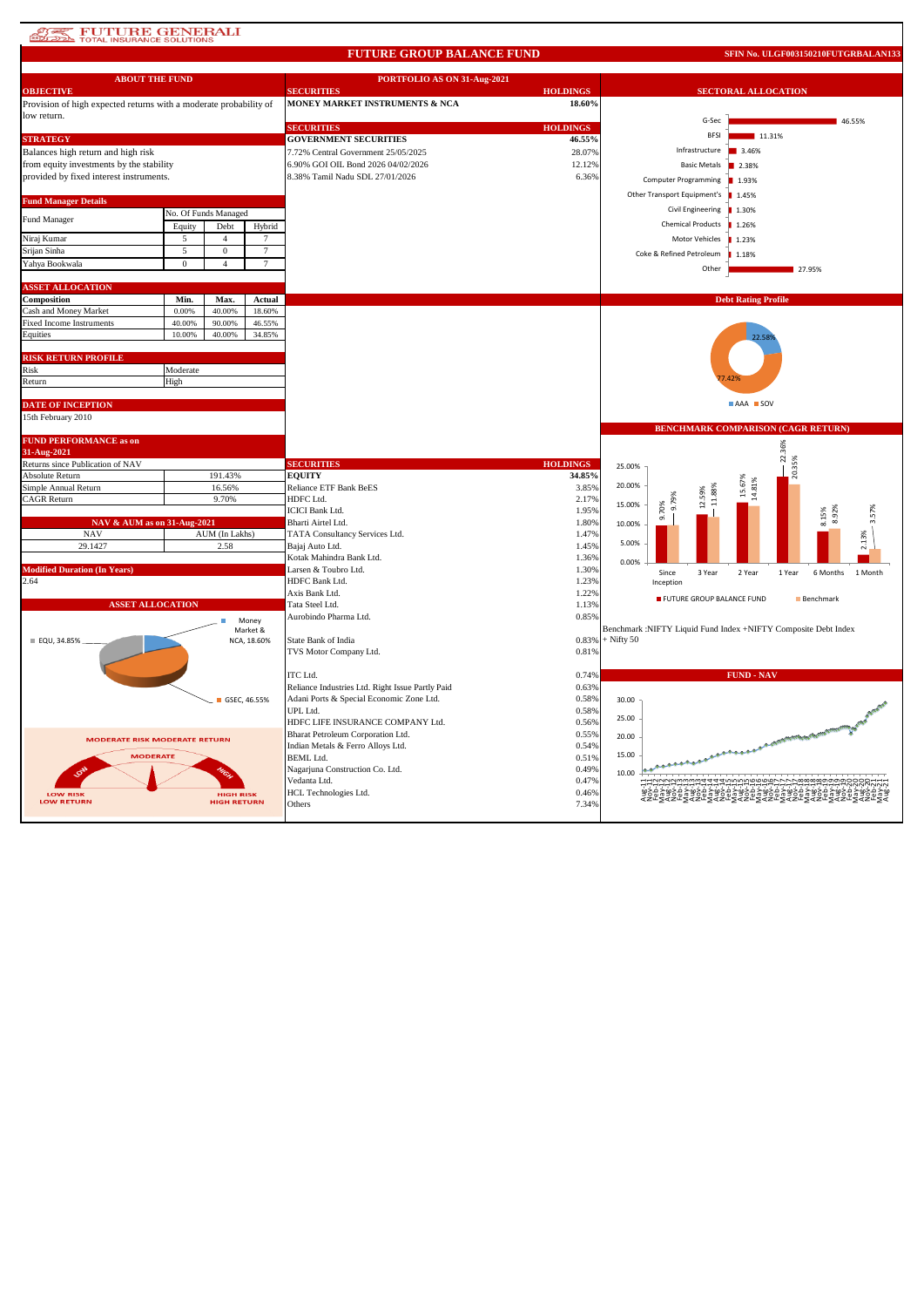# FUTURE GENERALI
TOTAL INSURANCE SOLUTIONS

## FUTURE GROUP BALANCE FUND

SFIN No. ULGF003150210FUTGRBALAN133

### ABOUT THE FUND

**OBJECTIVE**

Provision of high expected returns with a moderate probability of low return.

**STRATEGY**

Balances high return and high risk from equity investments by the stability provided by fixed interest instruments.

**Fund Manager Details**

| Fund Manager | No. Of Funds Managed | | |
|---|---|---|---|
| | Equity | Debt | Hybrid |
| Niraj Kumar | 5 | 4 | 7 |
| Srijan Sinha | 5 | 0 | 7 |
| Yahya Bookwala | 0 | 4 | 7 |

**ASSET ALLOCATION**

| Composition | Min. | Max. | Actual |
|---|---|---|---|
| Cash and Money Market | 0.00% | 40.00% | 18.60% |
| Fixed Income Instruments | 40.00% | 90.00% | 46.55% |
| Equities | 10.00% | 40.00% | 34.85% |

**RISK RETURN PROFILE**

| Risk | Moderate |
|---|---|
| Return | High |

**DATE OF INCEPTION**

15th February 2010

**FUND PERFORMANCE as on 31-Aug-2021**

| Returns since Publication of NAV | |
|---|---|
| Absolute Return | 191.43% |
| Simple Annual Return | 16.56% |
| CAGR Return | 9.70% |

**NAV & AUM as on 31-Aug-2021**

| NAV | AUM (In Lakhs) |
|---|---|
| 29.1427 | 2.58 |

**Modified Duration (In Years)**

2.64

**ASSET ALLOCATION**

EQU, 34.85%; Money Market & NCA, 18.60%; GSEC, 46.55%

MODERATE RISK MODERATE RETURN

### PORTFOLIO AS ON 31-Aug-2021

| SECURITIES | HOLDINGS |
|---|---|
| **MONEY MARKET INSTRUMENTS & NCA** | **18.60%** |

| SECURITIES | HOLDINGS |
|---|---|
| **GOVERNMENT SECURITIES** | **46.55%** |
| 7.72% Central Government 25/05/2025 | 28.07% |
| 6.90% GOI OIL Bond 2026 04/02/2026 | 12.12% |
| 8.38% Tamil Nadu SDL 27/01/2026 | 6.36% |

| SECURITIES | HOLDINGS |
|---|---|
| **EQUITY** | **34.85%** |
| Reliance ETF Bank BeES | 3.85% |
| HDFC Ltd. | 2.17% |
| ICICI Bank Ltd. | 1.95% |
| Bharti Airtel Ltd. | 1.80% |
| TATA Consultancy Services Ltd. | 1.47% |
| Bajaj Auto Ltd. | 1.45% |
| Kotak Mahindra Bank Ltd. | 1.36% |
| Larsen & Toubro Ltd. | 1.30% |
| HDFC Bank Ltd. | 1.23% |
| Axis Bank Ltd. | 1.22% |
| Tata Steel Ltd. | 1.13% |
| Aurobindo Pharma Ltd. | 0.85% |
| State Bank of India | 0.83% |
| TVS Motor Company Ltd. | 0.81% |
| ITC Ltd. | 0.74% |
| Reliance Industries Ltd. Right Issue Partly Paid | 0.63% |
| Adani Ports & Special Economic Zone Ltd. | 0.58% |
| UPL Ltd. | 0.58% |
| HDFC LIFE INSURANCE COMPANY Ltd. | 0.56% |
| Bharat Petroleum Corporation Ltd. | 0.55% |
| Indian Metals & Ferro Alloys Ltd. | 0.54% |
| BEML Ltd. | 0.51% |
| Nagarjuna Construction Co. Ltd. | 0.49% |
| Vedanta Ltd. | 0.47% |
| HCL Technologies Ltd. | 0.46% |
| Others | 7.34% |

### SECTORAL ALLOCATION

| Sector | Allocation |
|---|---|
| G-Sec | 46.55% |
| BFSI | 11.31% |
| Infrastructure | 3.46% |
| Basic Metals | 2.38% |
| Computer Programming | 1.93% |
| Other Transport Equipment's | 1.45% |
| Civil Engineering | 1.30% |
| Chemical Products | 1.26% |
| Motor Vehicles | 1.23% |
| Coke & Refined Petroleum | 1.18% |
| Other | 27.95% |

### Debt Rating Profile

AAA: 22.58%; SOV: 77.42%

### BENCHMARK COMPARISON (CAGR RETURN)

| | Since Inception | 3 Year | 2 Year | 1 Year | 6 Months | 1 Month |
|---|---|---|---|---|---|---|
| FUTURE GROUP BALANCE FUND | 9.70% | 12.59% | 15.67% | 22.36% | 8.15% | 2.13% |
| Benchmark | 9.79% | 11.88% | 14.81% | 20.35% | 8.92% | 3.57% |

Benchmark :NIFTY Liquid Fund Index +NIFTY Composite Debt Index + Nifty 50

### FUND - NAV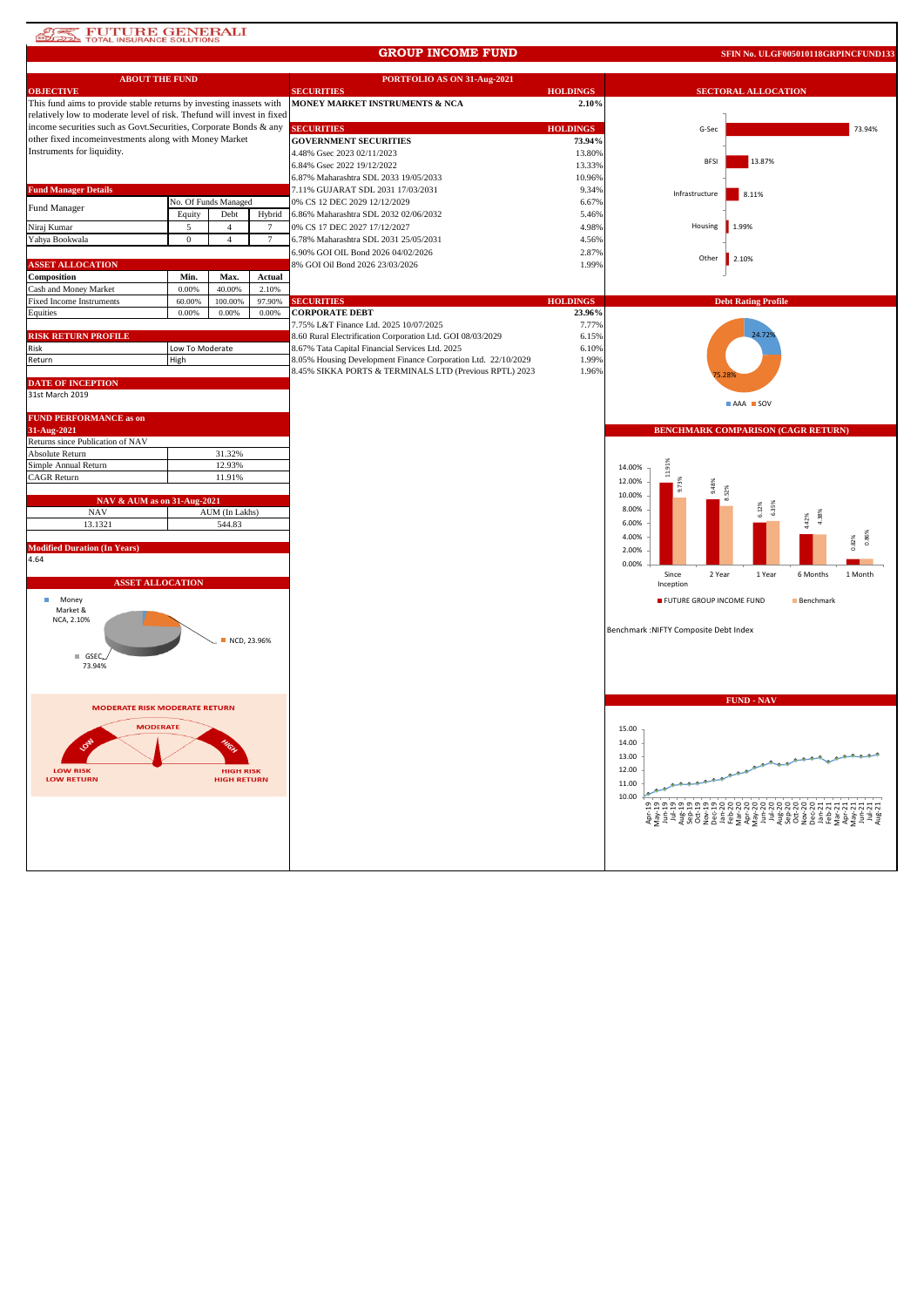FUTURE GENERALI
TOTAL INSURANCE SOLUTIONS

# GROUP INCOME FUND

**SFIN No. ULGF005010118GRPINCFUND133**

## ABOUT THE FUND

### OBJECTIVE

This fund aims to provide stable returns by investing inassets with relatively low to moderate level of risk. Thefund will invest in fixed income securities such as Govt.Securities, Corporate Bonds & any other fixed incomeinvestments along with Money Market Instruments for liquidity.

### Fund Manager Details

| Fund Manager | No. Of Funds Managed | | |
|---|---|---|---|
| | Equity | Debt | Hybrid |
| Niraj Kumar | 5 | 4 | 7 |
| Yahya Bookwala | 0 | 4 | 7 |

### ASSET ALLOCATION

| Composition | Min. | Max. | Actual |
|---|---|---|---|
| Cash and Money Market | 0.00% | 40.00% | 2.10% |
| Fixed Income Instruments | 60.00% | 100.00% | 97.90% |
| Equities | 0.00% | 0.00% | 0.00% |

### RISK RETURN PROFILE

| Risk | Low To Moderate |
|---|---|
| Return | High |

### DATE OF INCEPTION

31st March 2019

### FUND PERFORMANCE as on 31-Aug-2021

| Returns since Publication of NAV | |
|---|---|
| Absolute Return | 31.32% |
| Simple Annual Return | 12.93% |
| CAGR Return | 11.91% |

### NAV & AUM as on 31-Aug-2021

| NAV | AUM (In Lakhs) |
|---|---|
| 13.1321 | 544.83 |

### Modified Duration (In Years)

4.64

### ASSET ALLOCATION

Money Market & NCA, 2.10%; NCD, 23.96%; GSEC, 73.94%

**MODERATE RISK MODERATE RETURN**

MODERATE / LOW / HIGH — LOW RISK LOW RETURN — HIGH RISK HIGH RETURN

## PORTFOLIO AS ON 31-Aug-2021

| SECURITIES | HOLDINGS |
|---|---|
| **MONEY MARKET INSTRUMENTS & NCA** | **2.10%** |

| SECURITIES | HOLDINGS |
|---|---|
| **GOVERNMENT SECURITIES** | **73.94%** |
| 4.48% Gsec 2023 02/11/2023 | 13.80% |
| 6.84% Gsec 2022 19/12/2022 | 13.33% |
| 6.87% Maharashtra SDL 2033 19/05/2033 | 10.96% |
| 7.11% GUJARAT SDL 2031 17/03/2031 | 9.34% |
| 0% CS 12 DEC 2029 12/12/2029 | 6.67% |
| 6.86% Maharashtra SDL 2032 02/06/2032 | 5.46% |
| 0% CS 17 DEC 2027 17/12/2027 | 4.98% |
| 6.78% Maharashtra SDL 2031 25/05/2031 | 4.56% |
| 6.90% GOI OIL Bond 2026 04/02/2026 | 2.87% |
| 8% GOI Oil Bond 2026 23/03/2026 | 1.99% |

| SECURITIES | HOLDINGS |
|---|---|
| **CORPORATE DEBT** | **23.96%** |
| 7.75% L&T Finance Ltd. 2025 10/07/2025 | 7.77% |
| 8.60 Rural Electrification Corporation Ltd. GOI 08/03/2029 | 6.15% |
| 8.67% Tata Capital Financial Services Ltd. 2025 | 6.10% |
| 8.05% Housing Development Finance Corporation Ltd. 22/10/2029 | 1.99% |
| 8.45% SIKKA PORTS & TERMINALS LTD (Previous RPTL) 2023 | 1.96% |

## SECTORAL ALLOCATION

| Sector | Allocation |
|---|---|
| G-Sec | 73.94% |
| BFSI | 13.87% |
| Infrastructure | 8.11% |
| Housing | 1.99% |
| Other | 2.10% |

## Debt Rating Profile

| Rating | Allocation |
|---|---|
| AAA | 24.72% |
| SOV | 75.28% |

## BENCHMARK COMPARISON (CAGR RETURN)

| Period | FUTURE GROUP INCOME FUND | Benchmark |
|---|---|---|
| Since Inception | 11.91% | 9.73% |
| 2 Year | 9.48% | 8.52% |
| 1 Year | 6.12% | 6.35% |
| 6 Months | 4.42% | 4.38% |
| 1 Month | 0.82% | 0.86% |

Benchmark :NIFTY Composite Debt Index

## FUND - NAV

(Chart: NAV from Apr-19 to Aug-21, ranging 10.00 to 15.00)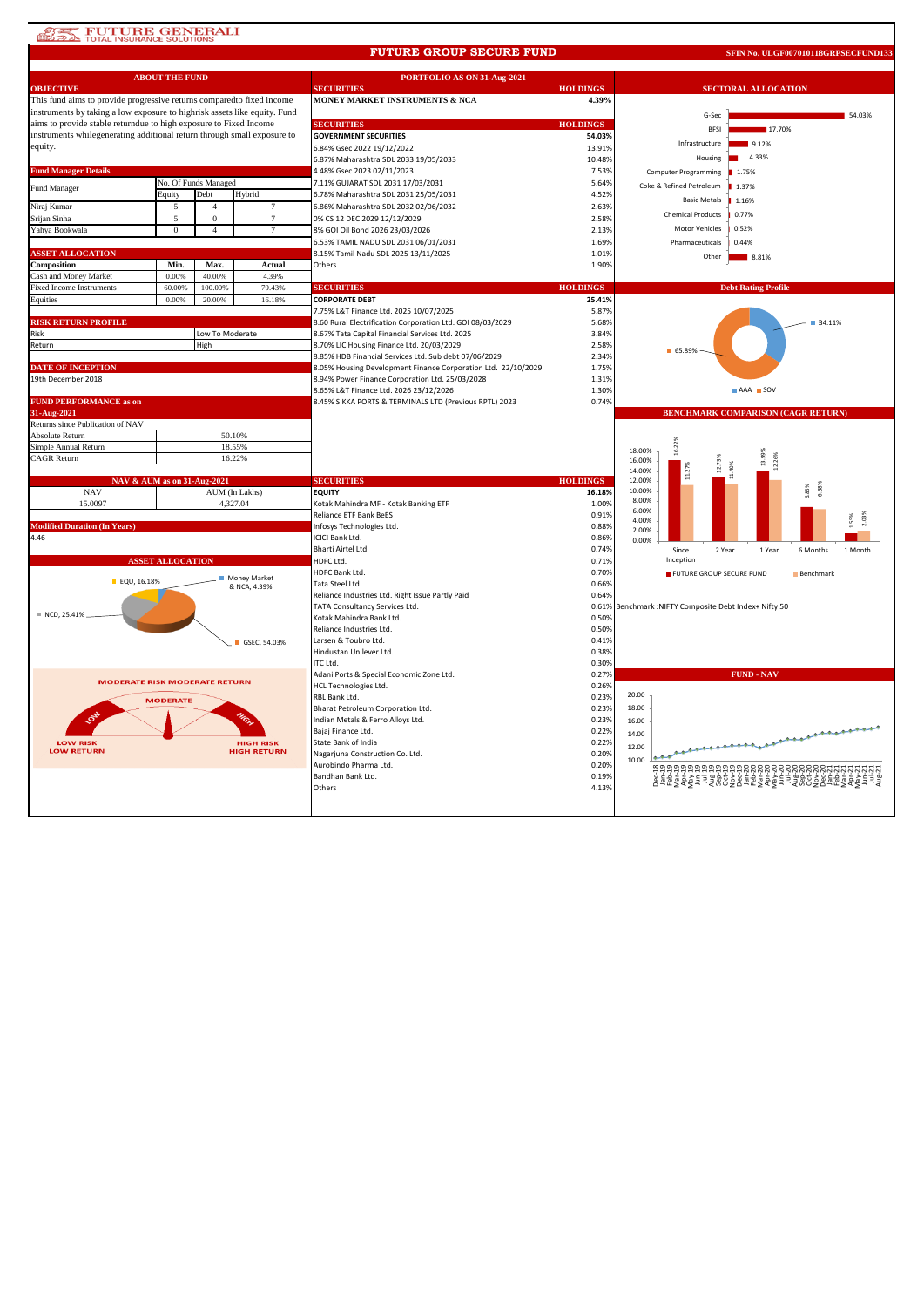FUTURE GENERALI
TOTAL INSURANCE SOLUTIONS

# FUTURE GROUP SECURE FUND

**SFIN No. ULGF007010118GRPSECFUND133**

## ABOUT THE FUND

**OBJECTIVE**

This fund aims to provide progressive returns comparedto fixed income instruments by taking a low exposure to highrisk assets like equity. Fund aims to provide stable returndue to high exposure to Fixed Income instruments whilegenerating additional return through small exposure to equity.

**Fund Manager Details**

| Fund Manager | No. Of Funds Managed | | |
|---|---|---|---|
| | Equity | Debt | Hybrid |
| Niraj Kumar | 5 | 4 | 7 |
| Srijan Sinha | 5 | 0 | 7 |
| Yahya Bookwala | 0 | 4 | 7 |

**ASSET ALLOCATION**

| Composition | Min. | Max. | Actual |
|---|---|---|---|
| Cash and Money Market | 0.00% | 40.00% | 4.39% |
| Fixed Income Instruments | 60.00% | 100.00% | 79.43% |
| Equities | 0.00% | 20.00% | 16.18% |

**RISK RETURN PROFILE**

| | |
|---|---|
| Risk | Low To Moderate |
| Return | High |

**DATE OF INCEPTION**

19th December 2018

**FUND PERFORMANCE as on 31-Aug-2021**

| Returns since Publication of NAV | |
|---|---|
| Absolute Return | 50.10% |
| Simple Annual Return | 18.55% |
| CAGR Return | 16.22% |

**NAV & AUM as on 31-Aug-2021**

| NAV | AUM (In Lakhs) |
|---|---|
| 15.0097 | 4,327.04 |

**Modified Duration (In Years)**

4.46

**ASSET ALLOCATION**

EQU, 16.18%; Money Market & NCA, 4.39%; NCD, 25.41%; GSEC, 54.03%

MODERATE RISK MODERATE RETURN

MODERATE; LOW; HIGH; LOW RISK LOW RETURN; HIGH RISK HIGH RETURN

## PORTFOLIO AS ON 31-Aug-2021

| SECURITIES | HOLDINGS |
|---|---|
| **MONEY MARKET INSTRUMENTS & NCA** | **4.39%** |

| SECURITIES | HOLDINGS |
|---|---|
| **GOVERNMENT SECURITIES** | **54.03%** |
| 6.84% Gsec 2022 19/12/2022 | 13.91% |
| 6.87% Maharashtra SDL 2033 19/05/2033 | 10.48% |
| 4.48% Gsec 2023 02/11/2023 | 7.53% |
| 7.11% GUJARAT SDL 2031 17/03/2031 | 5.64% |
| 6.78% Maharashtra SDL 2031 25/05/2031 | 4.52% |
| 6.86% Maharashtra SDL 2032 02/06/2032 | 2.63% |
| 0% CS 12 DEC 2029 12/12/2029 | 2.58% |
| 8% GOI Oil Bond 2026 23/03/2026 | 2.13% |
| 6.53% TAMIL NADU SDL 2031 06/01/2031 | 1.69% |
| 8.15% Tamil Nadu SDL 2025 13/11/2025 | 1.01% |
| Others | 1.90% |

| SECURITIES | HOLDINGS |
|---|---|
| **CORPORATE DEBT** | **25.41%** |
| 7.75% L&T Finance Ltd. 2025 10/07/2025 | 5.87% |
| 8.60 Rural Electrification Corporation Ltd. GOI 08/03/2029 | 5.68% |
| 8.67% Tata Capital Financial Services Ltd. 2025 | 3.84% |
| 8.70% LIC Housing Finance Ltd. 20/03/2029 | 2.58% |
| 8.85% HDB Financial Services Ltd. Sub debt 07/06/2029 | 2.34% |
| 8.05% Housing Development Finance Corporation Ltd. 22/10/2029 | 1.75% |
| 8.94% Power Finance Corporation Ltd. 25/03/2028 | 1.31% |
| 8.65% L&T Finance Ltd. 2026 23/12/2026 | 1.30% |
| 8.45% SIKKA PORTS & TERMINALS LTD (Previous RPTL) 2023 | 0.74% |

| SECURITIES | HOLDINGS |
|---|---|
| **EQUITY** | **16.18%** |
| Kotak Mahindra MF - Kotak Banking ETF | 1.00% |
| Reliance ETF Bank BeES | 0.91% |
| Infosys Technologies Ltd. | 0.88% |
| ICICI Bank Ltd. | 0.86% |
| Bharti Airtel Ltd. | 0.74% |
| HDFC Ltd. | 0.71% |
| HDFC Bank Ltd. | 0.70% |
| Tata Steel Ltd. | 0.66% |
| Reliance Industries Ltd. Right Issue Partly Paid | 0.64% |
| TATA Consultancy Services Ltd. | 0.61% |
| Kotak Mahindra Bank Ltd. | 0.50% |
| Reliance Industries Ltd. | 0.50% |
| Larsen & Toubro Ltd. | 0.41% |
| Hindustan Unilever Ltd. | 0.38% |
| ITC Ltd. | 0.30% |
| Adani Ports & Special Economic Zone Ltd. | 0.27% |
| HCL Technologies Ltd. | 0.26% |
| RBL Bank Ltd. | 0.23% |
| Bharat Petroleum Corporation Ltd. | 0.23% |
| Indian Metals & Ferro Alloys Ltd. | 0.23% |
| Bajaj Finance Ltd. | 0.22% |
| State Bank of India | 0.22% |
| Nagarjuna Construction Co. Ltd. | 0.20% |
| Aurobindo Pharma Ltd. | 0.20% |
| Bandhan Bank Ltd. | 0.19% |
| Others | 4.13% |

## SECTORAL ALLOCATION

| Sector | Allocation |
|---|---|
| G-Sec | 54.03% |
| BFSI | 17.70% |
| Infrastructure | 9.12% |
| Housing | 4.33% |
| Computer Programming | 1.75% |
| Coke & Refined Petroleum | 1.37% |
| Basic Metals | 1.16% |
| Chemical Products | 0.77% |
| Motor Vehicles | 0.52% |
| Pharmaceuticals | 0.44% |
| Other | 8.81% |

## Debt Rating Profile

AAA: 34.11%; SOV: 65.89%

## BENCHMARK COMPARISON (CAGR RETURN)

| | Since Inception | 2 Year | 1 Year | 6 Months | 1 Month |
|---|---|---|---|---|---|
| FUTURE GROUP SECURE FUND | 16.22% | 12.73% | 13.99% | 6.85% | 1.55% |
| Benchmark | 11.27% | 11.40% | 12.26% | 6.38% | 2.01% |

Benchmark :NIFTY Composite Debt Index+ Nifty 50

## FUND - NAV

Dec-18 to Aug-21 (NAV axis 10.00 – 20.00)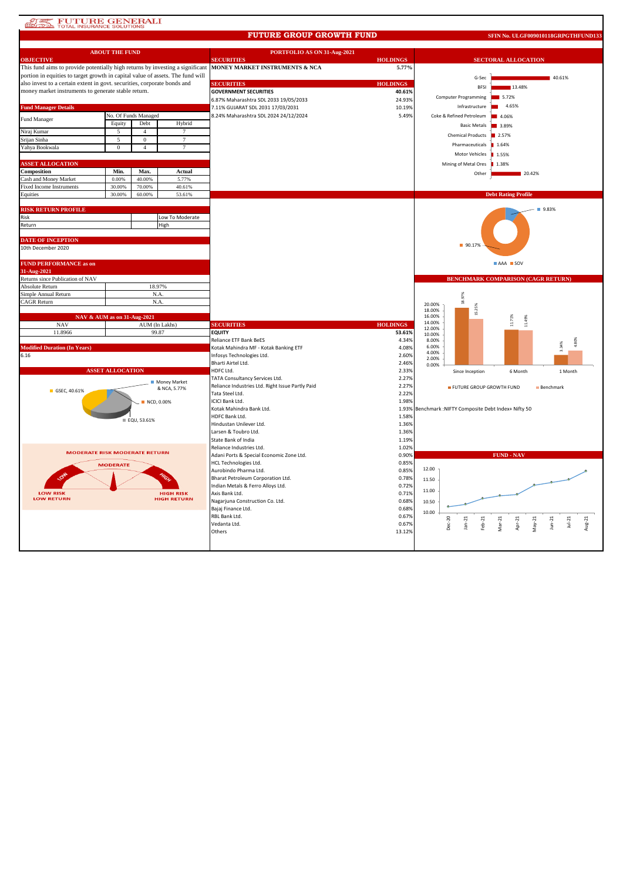FUTURE GENERALI
TOTAL INSURANCE SOLUTIONS

# FUTURE GROUP GROWTH FUND

SFIN No. ULGF009010118GRPGTHFUND133

## ABOUT THE FUND

**OBJECTIVE**

This fund aims to provide potentially high returns by investing a significant portion in equities to target growth in capital value of assets. The fund will also invest to a certain extent in govt. securities, corporate bonds and money market instruments to generate stable return.

**Fund Manager Details**

| Fund Manager | No. Of Funds Managed | | |
|---|---|---|---|
| | Equity | Debt | Hybrid |
| Niraj Kumar | 5 | 4 | 7 |
| Srijan Sinha | 5 | 0 | 7 |
| Yahya Bookwala | 0 | 4 | 7 |

**ASSET ALLOCATION**

| Composition | Min. | Max. | Actual |
|---|---|---|---|
| Cash and Money Market | 0.00% | 40.00% | 5.77% |
| Fixed Income Instruments | 30.00% | 70.00% | 40.61% |
| Equities | 30.00% | 60.00% | 53.61% |

**RISK RETURN PROFILE**

| | |
|---|---|
| Risk | Low To Moderate |
| Return | High |

**DATE OF INCEPTION**

10th December 2020

**FUND PERFORMANCE as on 31-Aug-2021**

| Returns since Publication of NAV | |
|---|---|
| Absolute Return | 18.97% |
| Simple Annual Return | N.A. |
| CAGR Return | N.A. |

**NAV & AUM as on 31-Aug-2021**

| NAV | AUM (In Lakhs) |
|---|---|
| 11.8966 | 99.87 |

**Modified Duration (In Years)**

6.16

**ASSET ALLOCATION**

Money Market & NCA, 5.77%
GSEC, 40.61%
NCD, 0.00%
EQU, 53.61%

MODERATE RISK MODERATE RETURN
MODERATE
LOW
HIGH
LOW RISK LOW RETURN
HIGH RISK HIGH RETURN

## PORTFOLIO AS ON 31-Aug-2021

| SECURITIES | HOLDINGS |
|---|---|
| **MONEY MARKET INSTRUMENTS & NCA** | **5.77%** |

| SECURITIES | HOLDINGS |
|---|---|
| **GOVERNMENT SECURITIES** | **40.61%** |
| 6.87% Maharashtra SDL 2033 19/05/2023 | 24.93% |
| 7.11% GUJARAT SDL 2031 17/03/2031 | 10.19% |
| 8.24% Maharashtra SDL 2024 24/12/2024 | 5.49% |

| SECURITIES | HOLDINGS |
|---|---|
| **EQUITY** | **53.61%** |
| Reliance ETF Bank BeES | 4.34% |
| Kotak Mahindra MF - Kotak Banking ETF | 4.08% |
| Infosys Technologies Ltd. | 2.60% |
| Bharti Airtel Ltd. | 2.46% |
| HDFC Ltd. | 2.33% |
| TATA Consultancy Services Ltd. | 2.27% |
| Reliance Industries Ltd. Right Issue Partly Paid | 2.27% |
| Tata Steel Ltd. | 2.22% |
| ICICI Bank Ltd. | 1.98% |
| Kotak Mahindra Bank Ltd. | 1.93% |
| HDFC Bank Ltd. | 1.58% |
| Hindustan Unilever Ltd. | 1.36% |
| Larsen & Toubro Ltd. | 1.36% |
| State Bank of India | 1.19% |
| Reliance Industries Ltd. | 1.02% |
| Adani Ports & Special Economic Zone Ltd. | 0.90% |
| HCL Technologies Ltd. | 0.85% |
| Aurobindo Pharma Ltd. | 0.85% |
| Bharat Petroleum Corporation Ltd. | 0.78% |
| Indian Metals & Ferro Alloys Ltd. | 0.72% |
| Axis Bank Ltd. | 0.71% |
| Nagarjuna Construction Co. Ltd. | 0.68% |
| Bajaj Finance Ltd. | 0.68% |
| RBL Bank Ltd. | 0.67% |
| Vedanta Ltd. | 0.67% |
| Others | 13.12% |

## SECTORAL ALLOCATION

G-Sec 40.61%
BFSI 13.48%
Computer Programming 5.72%
Infrastructure 4.65%
Coke & Refined Petroleum 4.06%
Basic Metals 3.89%
Chemical Products 2.57%
Pharmaceuticals 1.64%
Motor Vehicles 1.55%
Mining of Metal Ores 1.38%
Other 20.42%

## Debt Rating Profile

9.83%
90.17%
AAA SOV

## BENCHMARK COMPARISON (CAGR RETURN)

20.00%
18.00%
16.00%
14.00%
12.00%
10.00%
8.00%
6.00%
4.00%
2.00%
0.00%

Since Inception: 18.97%, 15.25%
6 Month: 11.71%, 11.49%
1 Month: 3.34%, 4.80%

FUTURE GROUP GROWTH FUND
Benchmark

Benchmark :NIFTY Composite Debt Index+ Nifty 50

## FUND - NAV

12.00
11.50
11.00
10.50
10.00

Dec-20 Jan-21 Feb-21 Mar-21 Apr-21 May-21 Jun-21 Jul-21 Aug-21